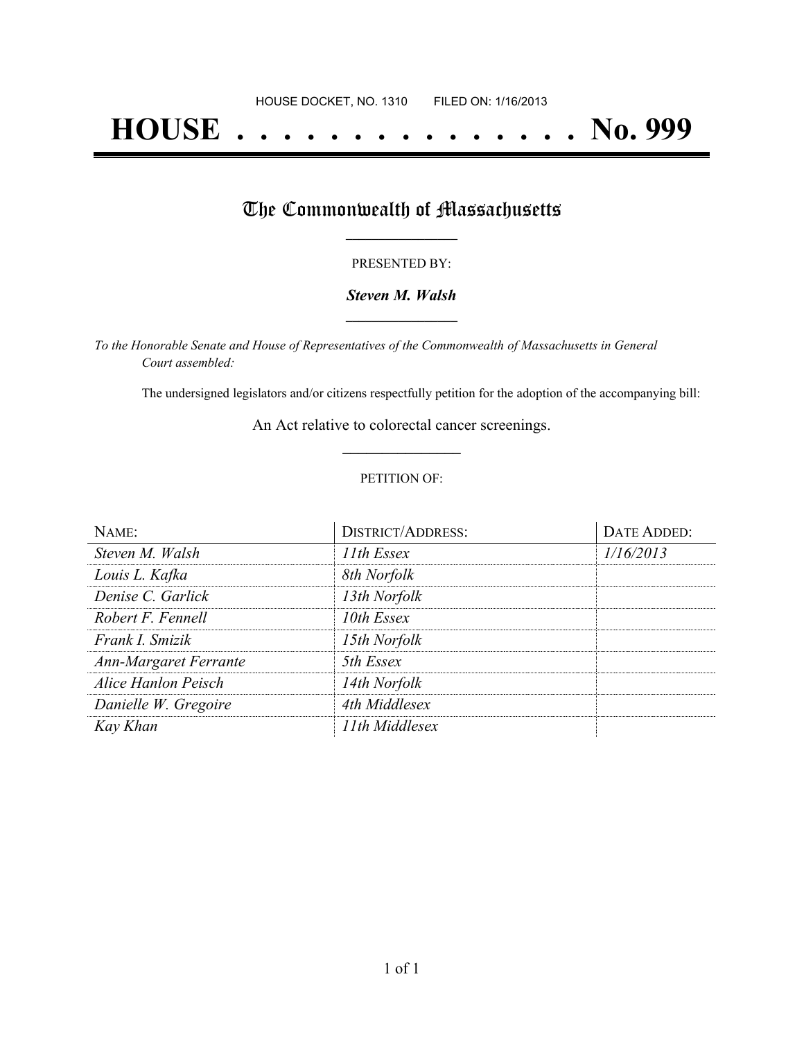HOUSE DOCKET, NO. 1310 FILED ON: 1/16/2013

# HOUSE . . . . . . . . . . . . . . . No. 999

## The Commonwealth of Massachusetts

PRESENTED BY:

***Steven M. Walsh***

*To the Honorable Senate and House of Representatives of the Commonwealth of Massachusetts in General Court assembled:*

The undersigned legislators and/or citizens respectfully petition for the adoption of the accompanying bill:

An Act relative to colorectal cancer screenings.

PETITION OF:

| NAME: | DISTRICT/ADDRESS: | DATE ADDED: |
| --- | --- | --- |
| *Steven M. Walsh* | *11th Essex* | *1/16/2013* |
| *Louis L. Kafka* | *8th Norfolk* | |
| *Denise C. Garlick* | *13th Norfolk* | |
| *Robert F. Fennell* | *10th Essex* | |
| *Frank I. Smizik* | *15th Norfolk* | |
| *Ann-Margaret Ferrante* | *5th Essex* | |
| *Alice Hanlon Peisch* | *14th Norfolk* | |
| *Danielle W. Gregoire* | *4th Middlesex* | |
| *Kay Khan* | *11th Middlesex* | |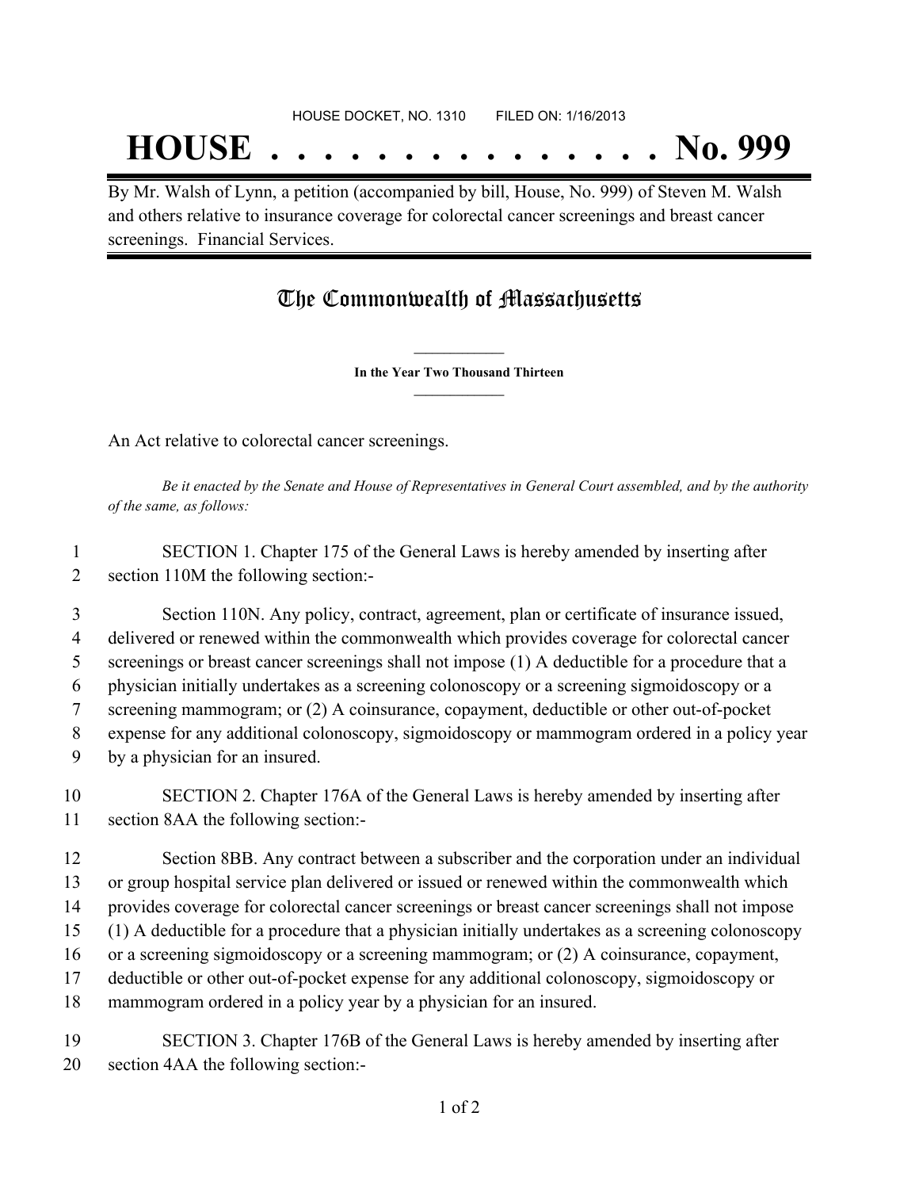HOUSE DOCKET, NO. 1310 FILED ON: 1/16/2013

# HOUSE . . . . . . . . . . . . . . . No. 999

By Mr. Walsh of Lynn, a petition (accompanied by bill, House, No. 999) of Steven M. Walsh and others relative to insurance coverage for colorectal cancer screenings and breast cancer screenings. Financial Services.

## The Commonwealth of Massachusetts

**In the Year Two Thousand Thirteen**

An Act relative to colorectal cancer screenings.

*Be it enacted by the Senate and House of Representatives in General Court assembled, and by the authority of the same, as follows:*

1 SECTION 1. Chapter 175 of the General Laws is hereby amended by inserting after
2 section 110M the following section:-

3 Section 110N. Any policy, contract, agreement, plan or certificate of insurance issued,
4 delivered or renewed within the commonwealth which provides coverage for colorectal cancer
5 screenings or breast cancer screenings shall not impose (1) A deductible for a procedure that a
6 physician initially undertakes as a screening colonoscopy or a screening sigmoidoscopy or a
7 screening mammogram; or (2) A coinsurance, copayment, deductible or other out-of-pocket
8 expense for any additional colonoscopy, sigmoidoscopy or mammogram ordered in a policy year
9 by a physician for an insured.

10 SECTION 2. Chapter 176A of the General Laws is hereby amended by inserting after
11 section 8AA the following section:-

12 Section 8BB. Any contract between a subscriber and the corporation under an individual
13 or group hospital service plan delivered or issued or renewed within the commonwealth which
14 provides coverage for colorectal cancer screenings or breast cancer screenings shall not impose
15 (1) A deductible for a procedure that a physician initially undertakes as a screening colonoscopy
16 or a screening sigmoidoscopy or a screening mammogram; or (2) A coinsurance, copayment,
17 deductible or other out-of-pocket expense for any additional colonoscopy, sigmoidoscopy or
18 mammogram ordered in a policy year by a physician for an insured.

19 SECTION 3. Chapter 176B of the General Laws is hereby amended by inserting after
20 section 4AA the following section:-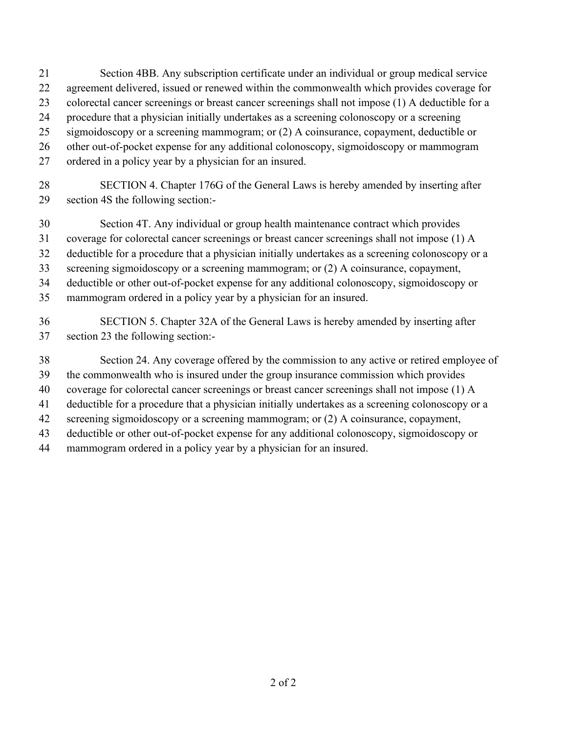Section 4BB. Any subscription certificate under an individual or group medical service agreement delivered, issued or renewed within the commonwealth which provides coverage for colorectal cancer screenings or breast cancer screenings shall not impose (1) A deductible for a procedure that a physician initially undertakes as a screening colonoscopy or a screening sigmoidoscopy or a screening mammogram; or (2) A coinsurance, copayment, deductible or other out-of-pocket expense for any additional colonoscopy, sigmoidoscopy or mammogram ordered in a policy year by a physician for an insured.

SECTION 4. Chapter 176G of the General Laws is hereby amended by inserting after section 4S the following section:-

Section 4T. Any individual or group health maintenance contract which provides coverage for colorectal cancer screenings or breast cancer screenings shall not impose (1) A deductible for a procedure that a physician initially undertakes as a screening colonoscopy or a screening sigmoidoscopy or a screening mammogram; or (2) A coinsurance, copayment, deductible or other out-of-pocket expense for any additional colonoscopy, sigmoidoscopy or mammogram ordered in a policy year by a physician for an insured.

SECTION 5. Chapter 32A of the General Laws is hereby amended by inserting after section 23 the following section:-

Section 24. Any coverage offered by the commission to any active or retired employee of the commonwealth who is insured under the group insurance commission which provides coverage for colorectal cancer screenings or breast cancer screenings shall not impose (1) A deductible for a procedure that a physician initially undertakes as a screening colonoscopy or a screening sigmoidoscopy or a screening mammogram; or (2) A coinsurance, copayment, deductible or other out-of-pocket expense for any additional colonoscopy, sigmoidoscopy or mammogram ordered in a policy year by a physician for an insured.